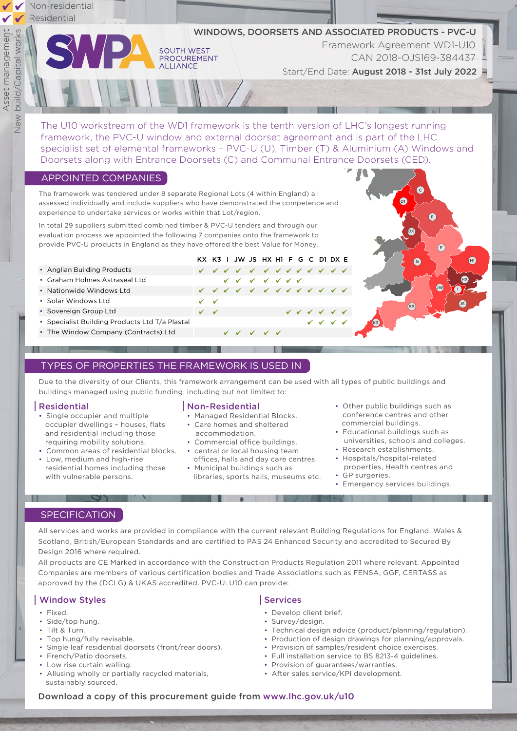✔ ✔ Non-residential
✔ ✔ Residential

Asset management | New build/Capital works

# SWPA SOUTH WEST PROCUREMENT ALLIANCE

**WINDOWS, DOORSETS AND ASSOCIATED PRODUCTS - PVC-U**

Framework Agreement WD1-U10

CAN 2018-OJS169-384437

Start/End Date: **August 2018 - 31st July 2022**

The U10 workstream of the WD1 framework is the tenth version of LHC's longest running framework, the PVC-U window and external doorset agreement and is part of the LHC specialist set of elemental frameworks – PVC-U (U), Timber (T) & Aluminium (A) Windows and Doorsets along with Entrance Doorsets (C) and Communal Entrance Doorsets (CED).

## APPOINTED COMPANIES

The framework was tendered under 8 separate Regional Lots (4 within England) all assessed individually and include suppliers who have demonstrated the competence and experience to undertake services or works within that Lot/region.

In total 29 suppliers submitted combined timber & PVC-U tenders and through our evaluation process we appointed the following 7 companies onto the framework to provide PVC-U products in England as they have offered the best Value for Money.

| | KX | K3 | I | JW | JS | HX | H1 | F | G | C | D1 | DX | E |
|---|---|---|---|---|---|---|---|---|---|---|---|---|---|
| Anglian Building Products | ✔ | ✔ | ✔ | ✔ | ✔ | ✔ | ✔ | ✔ | ✔ | ✔ | ✔ | ✔ | ✔ |
| Graham Holmes Astraseal Ltd | | | ✔ | ✔ | ✔ | ✔ | ✔ | ✔ | ✔ | | | | |
| Nationwide Windows Ltd | ✔ | ✔ | ✔ | ✔ | ✔ | ✔ | ✔ | ✔ | ✔ | ✔ | ✔ | ✔ | ✔ |
| Solar Windows Ltd | ✔ | ✔ | | | | | | | | | | | |
| Sovereign Group Ltd | ✔ | ✔ | | | | | | ✔ | ✔ | ✔ | ✔ | ✔ | ✔ |
| Specialist Building Products Ltd T/a Plastal | | | | | | | | | | ✔ | ✔ | ✔ | ✔ |
| The Window Company (Contracts) Ltd | | | ✔ | ✔ | ✔ | ✔ | ✔ | | | | | | |

## TYPES OF PROPERTIES THE FRAMEWORK IS USED IN

Due to the diversity of our Clients, this framework arrangement can be used with all types of public buildings and buildings managed using public funding, including but not limited to:

### Residential

- Single occupier and multiple occupier dwellings – houses, flats and residential including those requiring mobility solutions.
- Common areas of residential blocks.
- Low, medium and high-rise residential homes including those with vulnerable persons.

### Non-Residential

- Managed Residential Blocks.
- Care homes and sheltered accommodation.
- Commercial office buildings,
- central or local housing team offices, halls and day care centres.
- Municipal buildings such as libraries, sports halls, museums etc.
- Other public buildings such as conference centres and other commercial buildings.
- Educational buildings such as universities, schools and colleges.
- Research establishments.
- Hospitals/hospital-related properties, Health centres and
- GP surgeries.
- Emergency services buildings.

## SPECIFICATION

All services and works are provided in compliance with the current relevant Building Regulations for England, Wales & Scotland, British/European Standards and are certified to PAS 24 Enhanced Security and accredited to Secured By Design 2016 where required.

All products are CE Marked in accordance with the Construction Products Regulation 2011 where relevant. Appointed Companies are members of various certification bodies and Trade Associations such as FENSA, GGF, CERTASS as approved by the (DCLG) & UKAS accredited. PVC-U: U10 can provide:

### Window Styles

- Fixed.
- Side/top hung.
- Tilt & Turn.
- Top hung/fully revisable.
- Single leaf residential doorsets (front/rear doors).
- French/Patio doorsets.
- Low rise curtain walling.
- Allusing wholly or partially recycled materials, sustainably sourced.

### Services

- Develop client brief.
- Survey/design.
- Technical design advice (product/planning/regulation).
- Production of design drawings for planning/approvals.
- Provision of samples/resident choice exercises.
- Full installation service to BS 8213-4 guidelines.
- Provision of guarantees/warranties.
- After sales service/KPI development.

Download a copy of this procurement guide from www.lhc.gov.uk/u10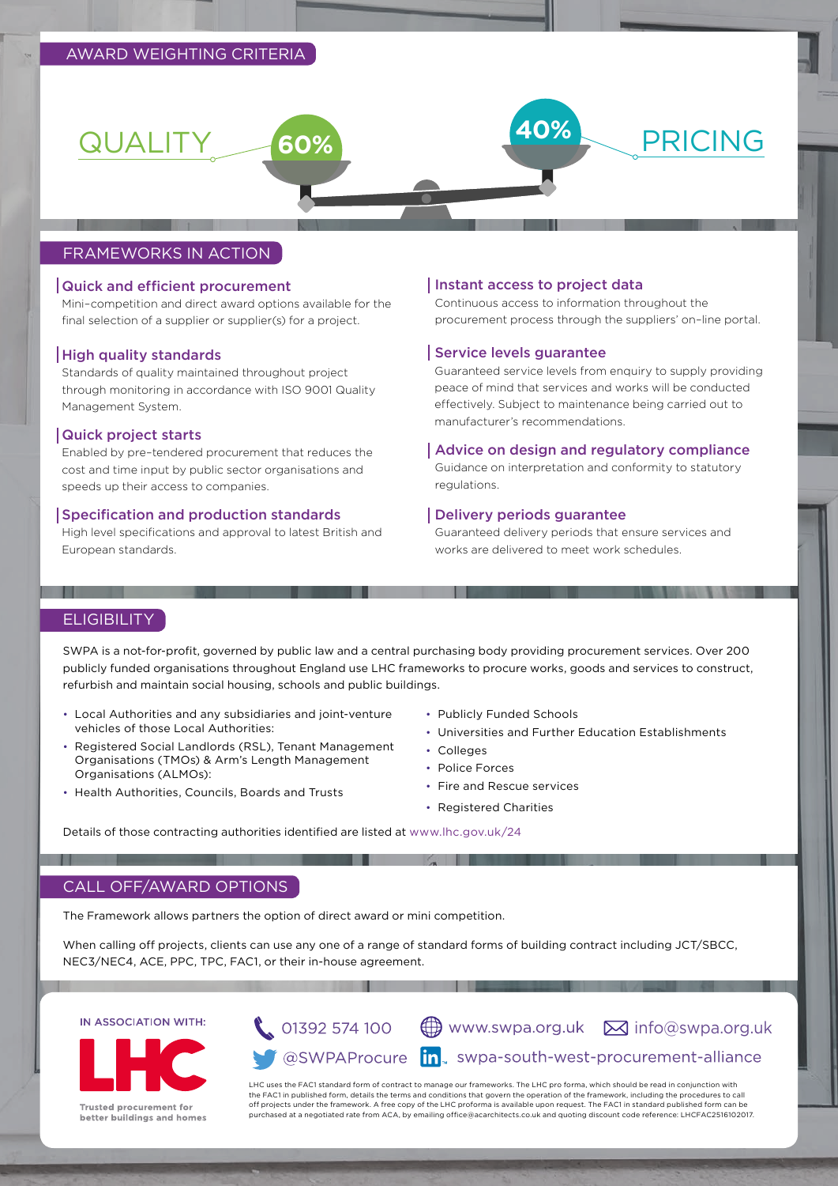## AWARD WEIGHTING CRITERIA

QUALITY 60%

40% PRICING

## FRAMEWORKS IN ACTION

### Quick and efficient procurement

Mini-competition and direct award options available for the final selection of a supplier or supplier(s) for a project.

### High quality standards

Standards of quality maintained throughout project through monitoring in accordance with ISO 9001 Quality Management System.

### Quick project starts

Enabled by pre-tendered procurement that reduces the cost and time input by public sector organisations and speeds up their access to companies.

### Specification and production standards

High level specifications and approval to latest British and European standards.

### Instant access to project data

Continuous access to information throughout the procurement process through the suppliers' on-line portal.

### Service levels guarantee

Guaranteed service levels from enquiry to supply providing peace of mind that services and works will be conducted effectively. Subject to maintenance being carried out to manufacturer's recommendations.

### Advice on design and regulatory compliance

Guidance on interpretation and conformity to statutory regulations.

### Delivery periods guarantee

Guaranteed delivery periods that ensure services and works are delivered to meet work schedules.

## ELIGIBILITY

SWPA is a not-for-profit, governed by public law and a central purchasing body providing procurement services. Over 200 publicly funded organisations throughout England use LHC frameworks to procure works, goods and services to construct, refurbish and maintain social housing, schools and public buildings.

- Local Authorities and any subsidiaries and joint-venture vehicles of those Local Authorities:
- Registered Social Landlords (RSL), Tenant Management Organisations (TMOs) & Arm's Length Management Organisations (ALMOs):
- Health Authorities, Councils, Boards and Trusts
- Publicly Funded Schools
- Universities and Further Education Establishments
- Colleges
- Police Forces
- Fire and Rescue services
- Registered Charities

Details of those contracting authorities identified are listed at www.lhc.gov.uk/24

## CALL OFF/AWARD OPTIONS

The Framework allows partners the option of direct award or mini competition.

When calling off projects, clients can use any one of a range of standard forms of building contract including JCT/SBCC, NEC3/NEC4, ACE, PPC, TPC, FAC1, or their in-house agreement.

IN ASSOCIATION WITH:

LHC

Trusted procurement for better buildings and homes

01392 574 100 www.swpa.org.uk info@swpa.org.uk

@SWPAProcure swpa-south-west-procurement-alliance

LHC uses the FAC1 standard form of contract to manage our frameworks. The LHC pro forma, which should be read in conjunction with the FAC1 in published form, details the terms and conditions that govern the operation of the framework, including the procedures to call off projects under the framework. A free copy of the LHC proforma is available upon request. The FAC1 in standard published form can be purchased at a negotiated rate from ACA, by emailing office@acarchitects.co.uk and quoting discount code reference: LHCFAC25161020​17.